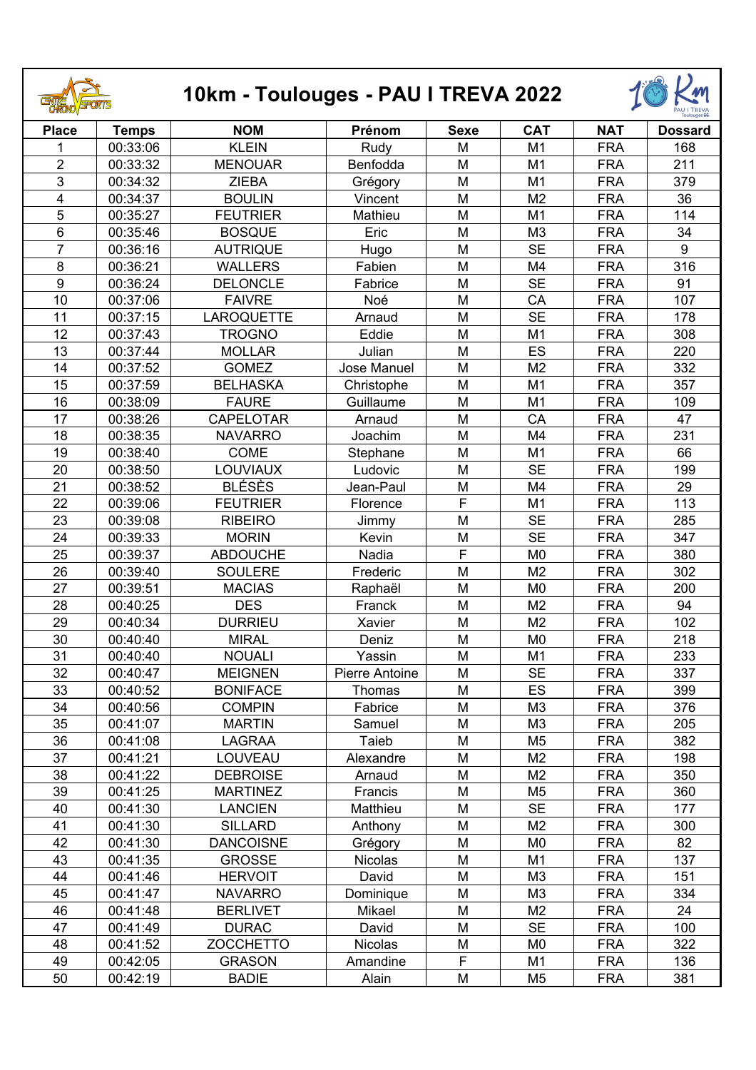# 10km - Toulouges - PAU I TREVA 2022

| Place | Temps | NOM | Prénom | Sexe | CAT | NAT | Dossard |
|---|---|---|---|---|---|---|---|
| 1 | 00:33:06 | KLEIN | Rudy | M | M1 | FRA | 168 |
| 2 | 00:33:32 | MENOUAR | Benfodda | M | M1 | FRA | 211 |
| 3 | 00:34:32 | ZIEBA | Grégory | M | M1 | FRA | 379 |
| 4 | 00:34:37 | BOULIN | Vincent | M | M2 | FRA | 36 |
| 5 | 00:35:27 | FEUTRIER | Mathieu | M | M1 | FRA | 114 |
| 6 | 00:35:46 | BOSQUE | Eric | M | M3 | FRA | 34 |
| 7 | 00:36:16 | AUTRIQUE | Hugo | M | SE | FRA | 9 |
| 8 | 00:36:21 | WALLERS | Fabien | M | M4 | FRA | 316 |
| 9 | 00:36:24 | DELONCLE | Fabrice | M | SE | FRA | 91 |
| 10 | 00:37:06 | FAIVRE | Noé | M | CA | FRA | 107 |
| 11 | 00:37:15 | LAROQUETTE | Arnaud | M | SE | FRA | 178 |
| 12 | 00:37:43 | TROGNO | Eddie | M | M1 | FRA | 308 |
| 13 | 00:37:44 | MOLLAR | Julian | M | ES | FRA | 220 |
| 14 | 00:37:52 | GOMEZ | Jose Manuel | M | M2 | FRA | 332 |
| 15 | 00:37:59 | BELHASKA | Christophe | M | M1 | FRA | 357 |
| 16 | 00:38:09 | FAURE | Guillaume | M | M1 | FRA | 109 |
| 17 | 00:38:26 | CAPELOTAR | Arnaud | M | CA | FRA | 47 |
| 18 | 00:38:35 | NAVARRO | Joachim | M | M4 | FRA | 231 |
| 19 | 00:38:40 | COME | Stephane | M | M1 | FRA | 66 |
| 20 | 00:38:50 | LOUVIAUX | Ludovic | M | SE | FRA | 199 |
| 21 | 00:38:52 | BLÉSÈS | Jean-Paul | M | M4 | FRA | 29 |
| 22 | 00:39:06 | FEUTRIER | Florence | F | M1 | FRA | 113 |
| 23 | 00:39:08 | RIBEIRO | Jimmy | M | SE | FRA | 285 |
| 24 | 00:39:33 | MORIN | Kevin | M | SE | FRA | 347 |
| 25 | 00:39:37 | ABDOUCHE | Nadia | F | M0 | FRA | 380 |
| 26 | 00:39:40 | SOULERE | Frederic | M | M2 | FRA | 302 |
| 27 | 00:39:51 | MACIAS | Raphaël | M | M0 | FRA | 200 |
| 28 | 00:40:25 | DES | Franck | M | M2 | FRA | 94 |
| 29 | 00:40:34 | DURRIEU | Xavier | M | M2 | FRA | 102 |
| 30 | 00:40:40 | MIRAL | Deniz | M | M0 | FRA | 218 |
| 31 | 00:40:40 | NOUALI | Yassin | M | M1 | FRA | 233 |
| 32 | 00:40:47 | MEIGNEN | Pierre Antoine | M | SE | FRA | 337 |
| 33 | 00:40:52 | BONIFACE | Thomas | M | ES | FRA | 399 |
| 34 | 00:40:56 | COMPIN | Fabrice | M | M3 | FRA | 376 |
| 35 | 00:41:07 | MARTIN | Samuel | M | M3 | FRA | 205 |
| 36 | 00:41:08 | LAGRAA | Taieb | M | M5 | FRA | 382 |
| 37 | 00:41:21 | LOUVEAU | Alexandre | M | M2 | FRA | 198 |
| 38 | 00:41:22 | DEBROISE | Arnaud | M | M2 | FRA | 350 |
| 39 | 00:41:25 | MARTINEZ | Francis | M | M5 | FRA | 360 |
| 40 | 00:41:30 | LANCIEN | Matthieu | M | SE | FRA | 177 |
| 41 | 00:41:30 | SILLARD | Anthony | M | M2 | FRA | 300 |
| 42 | 00:41:30 | DANCOISNE | Grégory | M | M0 | FRA | 82 |
| 43 | 00:41:35 | GROSSE | Nicolas | M | M1 | FRA | 137 |
| 44 | 00:41:46 | HERVOIT | David | M | M3 | FRA | 151 |
| 45 | 00:41:47 | NAVARRO | Dominique | M | M3 | FRA | 334 |
| 46 | 00:41:48 | BERLIVET | Mikael | M | M2 | FRA | 24 |
| 47 | 00:41:49 | DURAC | David | M | SE | FRA | 100 |
| 48 | 00:41:52 | ZOCCHETTO | Nicolas | M | M0 | FRA | 322 |
| 49 | 00:42:05 | GRASON | Amandine | F | M1 | FRA | 136 |
| 50 | 00:42:19 | BADIE | Alain | M | M5 | FRA | 381 |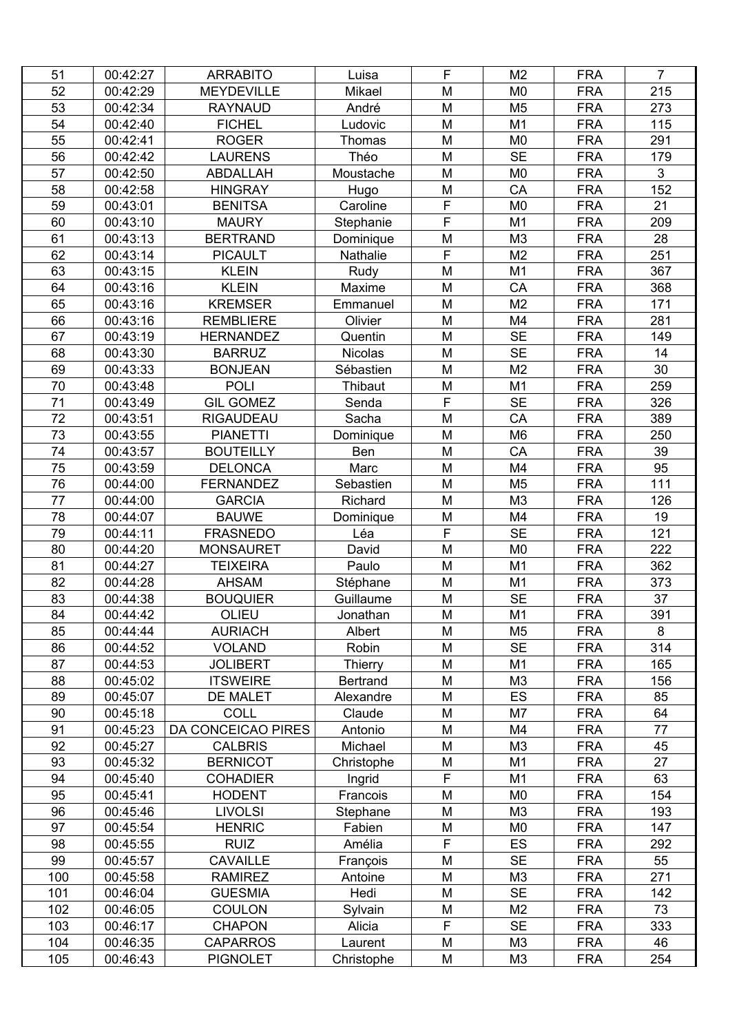| 51 | 00:42:27 | ARRABITO | Luisa | F | M2 | FRA | 7 |
|---|---|---|---|---|---|---|---|
| 52 | 00:42:29 | MEYDEVILLE | Mikael | M | M0 | FRA | 215 |
| 53 | 00:42:34 | RAYNAUD | André | M | M5 | FRA | 273 |
| 54 | 00:42:40 | FICHEL | Ludovic | M | M1 | FRA | 115 |
| 55 | 00:42:41 | ROGER | Thomas | M | M0 | FRA | 291 |
| 56 | 00:42:42 | LAURENS | Théo | M | SE | FRA | 179 |
| 57 | 00:42:50 | ABDALLAH | Moustache | M | M0 | FRA | 3 |
| 58 | 00:42:58 | HINGRAY | Hugo | M | CA | FRA | 152 |
| 59 | 00:43:01 | BENITSA | Caroline | F | M0 | FRA | 21 |
| 60 | 00:43:10 | MAURY | Stephanie | F | M1 | FRA | 209 |
| 61 | 00:43:13 | BERTRAND | Dominique | M | M3 | FRA | 28 |
| 62 | 00:43:14 | PICAULT | Nathalie | F | M2 | FRA | 251 |
| 63 | 00:43:15 | KLEIN | Rudy | M | M1 | FRA | 367 |
| 64 | 00:43:16 | KLEIN | Maxime | M | CA | FRA | 368 |
| 65 | 00:43:16 | KREMSER | Emmanuel | M | M2 | FRA | 171 |
| 66 | 00:43:16 | REMBLIERE | Olivier | M | M4 | FRA | 281 |
| 67 | 00:43:19 | HERNANDEZ | Quentin | M | SE | FRA | 149 |
| 68 | 00:43:30 | BARRUZ | Nicolas | M | SE | FRA | 14 |
| 69 | 00:43:33 | BONJEAN | Sébastien | M | M2 | FRA | 30 |
| 70 | 00:43:48 | POLI | Thibaut | M | M1 | FRA | 259 |
| 71 | 00:43:49 | GIL GOMEZ | Senda | F | SE | FRA | 326 |
| 72 | 00:43:51 | RIGAUDEAU | Sacha | M | CA | FRA | 389 |
| 73 | 00:43:55 | PIANETTI | Dominique | M | M6 | FRA | 250 |
| 74 | 00:43:57 | BOUTEILLY | Ben | M | CA | FRA | 39 |
| 75 | 00:43:59 | DELONCA | Marc | M | M4 | FRA | 95 |
| 76 | 00:44:00 | FERNANDEZ | Sebastien | M | M5 | FRA | 111 |
| 77 | 00:44:00 | GARCIA | Richard | M | M3 | FRA | 126 |
| 78 | 00:44:07 | BAUWE | Dominique | M | M4 | FRA | 19 |
| 79 | 00:44:11 | FRASNEDO | Léa | F | SE | FRA | 121 |
| 80 | 00:44:20 | MONSAURET | David | M | M0 | FRA | 222 |
| 81 | 00:44:27 | TEIXEIRA | Paulo | M | M1 | FRA | 362 |
| 82 | 00:44:28 | AHSAM | Stéphane | M | M1 | FRA | 373 |
| 83 | 00:44:38 | BOUQUIER | Guillaume | M | SE | FRA | 37 |
| 84 | 00:44:42 | OLIEU | Jonathan | M | M1 | FRA | 391 |
| 85 | 00:44:44 | AURIACH | Albert | M | M5 | FRA | 8 |
| 86 | 00:44:52 | VOLAND | Robin | M | SE | FRA | 314 |
| 87 | 00:44:53 | JOLIBERT | Thierry | M | M1 | FRA | 165 |
| 88 | 00:45:02 | ITSWEIRE | Bertrand | M | M3 | FRA | 156 |
| 89 | 00:45:07 | DE MALET | Alexandre | M | ES | FRA | 85 |
| 90 | 00:45:18 | COLL | Claude | M | M7 | FRA | 64 |
| 91 | 00:45:23 | DA CONCEICAO PIRES | Antonio | M | M4 | FRA | 77 |
| 92 | 00:45:27 | CALBRIS | Michael | M | M3 | FRA | 45 |
| 93 | 00:45:32 | BERNICOT | Christophe | M | M1 | FRA | 27 |
| 94 | 00:45:40 | COHADIER | Ingrid | F | M1 | FRA | 63 |
| 95 | 00:45:41 | HODENT | Francois | M | M0 | FRA | 154 |
| 96 | 00:45:46 | LIVOLSI | Stephane | M | M3 | FRA | 193 |
| 97 | 00:45:54 | HENRIC | Fabien | M | M0 | FRA | 147 |
| 98 | 00:45:55 | RUIZ | Amélia | F | ES | FRA | 292 |
| 99 | 00:45:57 | CAVAILLE | François | M | SE | FRA | 55 |
| 100 | 00:45:58 | RAMIREZ | Antoine | M | M3 | FRA | 271 |
| 101 | 00:46:04 | GUESMIA | Hedi | M | SE | FRA | 142 |
| 102 | 00:46:05 | COULON | Sylvain | M | M2 | FRA | 73 |
| 103 | 00:46:17 | CHAPON | Alicia | F | SE | FRA | 333 |
| 104 | 00:46:35 | CAPARROS | Laurent | M | M3 | FRA | 46 |
| 105 | 00:46:43 | PIGNOLET | Christophe | M | M3 | FRA | 254 |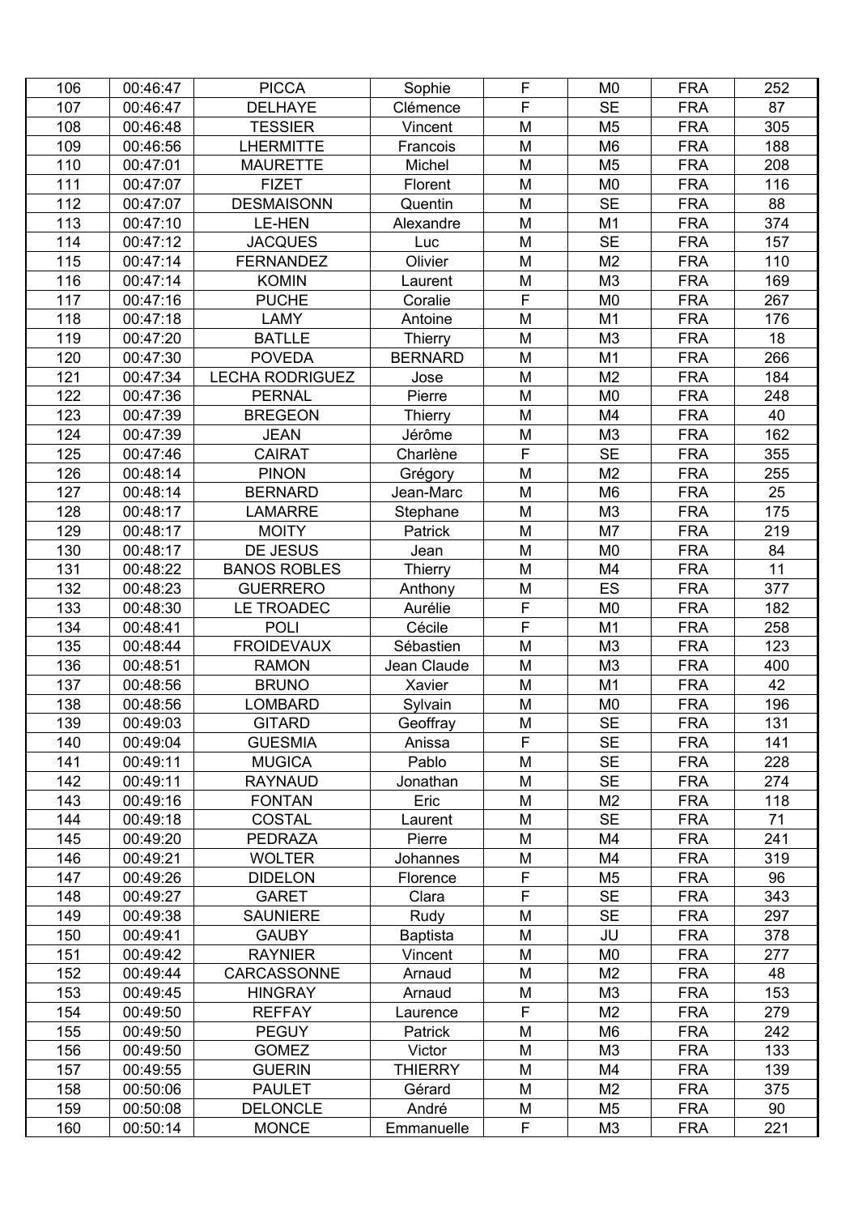| 106 | 00:46:47 | PICCA | Sophie | F | M0 | FRA | 252 |
|---|---|---|---|---|---|---|---|
| 107 | 00:46:47 | DELHAYE | Clémence | F | SE | FRA | 87 |
| 108 | 00:46:48 | TESSIER | Vincent | M | M5 | FRA | 305 |
| 109 | 00:46:56 | LHERMITTE | Francois | M | M6 | FRA | 188 |
| 110 | 00:47:01 | MAURETTE | Michel | M | M5 | FRA | 208 |
| 111 | 00:47:07 | FIZET | Florent | M | M0 | FRA | 116 |
| 112 | 00:47:07 | DESMAISONN | Quentin | M | SE | FRA | 88 |
| 113 | 00:47:10 | LE-HEN | Alexandre | M | M1 | FRA | 374 |
| 114 | 00:47:12 | JACQUES | Luc | M | SE | FRA | 157 |
| 115 | 00:47:14 | FERNANDEZ | Olivier | M | M2 | FRA | 110 |
| 116 | 00:47:14 | KOMIN | Laurent | M | M3 | FRA | 169 |
| 117 | 00:47:16 | PUCHE | Coralie | F | M0 | FRA | 267 |
| 118 | 00:47:18 | LAMY | Antoine | M | M1 | FRA | 176 |
| 119 | 00:47:20 | BATLLE | Thierry | M | M3 | FRA | 18 |
| 120 | 00:47:30 | POVEDA | BERNARD | M | M1 | FRA | 266 |
| 121 | 00:47:34 | LECHA RODRIGUEZ | Jose | M | M2 | FRA | 184 |
| 122 | 00:47:36 | PERNAL | Pierre | M | M0 | FRA | 248 |
| 123 | 00:47:39 | BREGEON | Thierry | M | M4 | FRA | 40 |
| 124 | 00:47:39 | JEAN | Jérôme | M | M3 | FRA | 162 |
| 125 | 00:47:46 | CAIRAT | Charlène | F | SE | FRA | 355 |
| 126 | 00:48:14 | PINON | Grégory | M | M2 | FRA | 255 |
| 127 | 00:48:14 | BERNARD | Jean-Marc | M | M6 | FRA | 25 |
| 128 | 00:48:17 | LAMARRE | Stephane | M | M3 | FRA | 175 |
| 129 | 00:48:17 | MOITY | Patrick | M | M7 | FRA | 219 |
| 130 | 00:48:17 | DE JESUS | Jean | M | M0 | FRA | 84 |
| 131 | 00:48:22 | BANOS ROBLES | Thierry | M | M4 | FRA | 11 |
| 132 | 00:48:23 | GUERRERO | Anthony | M | ES | FRA | 377 |
| 133 | 00:48:30 | LE TROADEC | Aurélie | F | M0 | FRA | 182 |
| 134 | 00:48:41 | POLI | Cécile | F | M1 | FRA | 258 |
| 135 | 00:48:44 | FROIDEVAUX | Sébastien | M | M3 | FRA | 123 |
| 136 | 00:48:51 | RAMON | Jean Claude | M | M3 | FRA | 400 |
| 137 | 00:48:56 | BRUNO | Xavier | M | M1 | FRA | 42 |
| 138 | 00:48:56 | LOMBARD | Sylvain | M | M0 | FRA | 196 |
| 139 | 00:49:03 | GITARD | Geoffray | M | SE | FRA | 131 |
| 140 | 00:49:04 | GUESMIA | Anissa | F | SE | FRA | 141 |
| 141 | 00:49:11 | MUGICA | Pablo | M | SE | FRA | 228 |
| 142 | 00:49:11 | RAYNAUD | Jonathan | M | SE | FRA | 274 |
| 143 | 00:49:16 | FONTAN | Eric | M | M2 | FRA | 118 |
| 144 | 00:49:18 | COSTAL | Laurent | M | SE | FRA | 71 |
| 145 | 00:49:20 | PEDRAZA | Pierre | M | M4 | FRA | 241 |
| 146 | 00:49:21 | WOLTER | Johannes | M | M4 | FRA | 319 |
| 147 | 00:49:26 | DIDELON | Florence | F | M5 | FRA | 96 |
| 148 | 00:49:27 | GARET | Clara | F | SE | FRA | 343 |
| 149 | 00:49:38 | SAUNIERE | Rudy | M | SE | FRA | 297 |
| 150 | 00:49:41 | GAUBY | Baptista | M | JU | FRA | 378 |
| 151 | 00:49:42 | RAYNIER | Vincent | M | M0 | FRA | 277 |
| 152 | 00:49:44 | CARCASSONNE | Arnaud | M | M2 | FRA | 48 |
| 153 | 00:49:45 | HINGRAY | Arnaud | M | M3 | FRA | 153 |
| 154 | 00:49:50 | REFFAY | Laurence | F | M2 | FRA | 279 |
| 155 | 00:49:50 | PEGUY | Patrick | M | M6 | FRA | 242 |
| 156 | 00:49:50 | GOMEZ | Victor | M | M3 | FRA | 133 |
| 157 | 00:49:55 | GUERIN | THIERRY | M | M4 | FRA | 139 |
| 158 | 00:50:06 | PAULET | Gérard | M | M2 | FRA | 375 |
| 159 | 00:50:08 | DELONCLE | André | M | M5 | FRA | 90 |
| 160 | 00:50:14 | MONCE | Emmanuelle | F | M3 | FRA | 221 |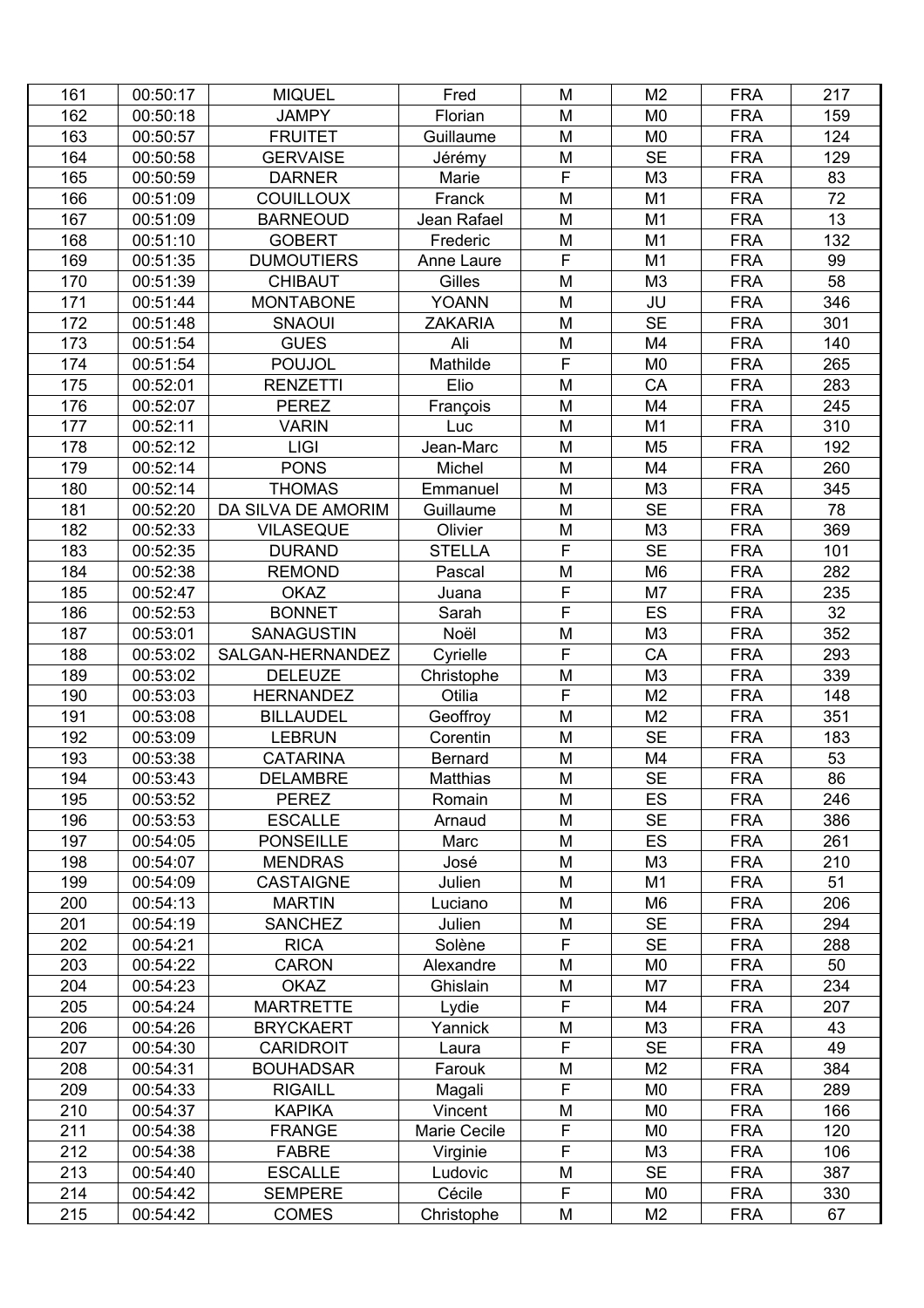| | | | | | | | |
|---|---|---|---|---|---|---|---|
| 161 | 00:50:17 | MIQUEL | Fred | M | M2 | FRA | 217 |
| 162 | 00:50:18 | JAMPY | Florian | M | M0 | FRA | 159 |
| 163 | 00:50:57 | FRUITET | Guillaume | M | M0 | FRA | 124 |
| 164 | 00:50:58 | GERVAISE | Jérémy | M | SE | FRA | 129 |
| 165 | 00:50:59 | DARNER | Marie | F | M3 | FRA | 83 |
| 166 | 00:51:09 | COUILLOUX | Franck | M | M1 | FRA | 72 |
| 167 | 00:51:09 | BARNEOUD | Jean Rafael | M | M1 | FRA | 13 |
| 168 | 00:51:10 | GOBERT | Frederic | M | M1 | FRA | 132 |
| 169 | 00:51:35 | DUMOUTIERS | Anne Laure | F | M1 | FRA | 99 |
| 170 | 00:51:39 | CHIBAUT | Gilles | M | M3 | FRA | 58 |
| 171 | 00:51:44 | MONTABONE | YOANN | M | JU | FRA | 346 |
| 172 | 00:51:48 | SNAOUI | ZAKARIA | M | SE | FRA | 301 |
| 173 | 00:51:54 | GUES | Ali | M | M4 | FRA | 140 |
| 174 | 00:51:54 | POUJOL | Mathilde | F | M0 | FRA | 265 |
| 175 | 00:52:01 | RENZETTI | Elio | M | CA | FRA | 283 |
| 176 | 00:52:07 | PEREZ | François | M | M4 | FRA | 245 |
| 177 | 00:52:11 | VARIN | Luc | M | M1 | FRA | 310 |
| 178 | 00:52:12 | LIGI | Jean-Marc | M | M5 | FRA | 192 |
| 179 | 00:52:14 | PONS | Michel | M | M4 | FRA | 260 |
| 180 | 00:52:14 | THOMAS | Emmanuel | M | M3 | FRA | 345 |
| 181 | 00:52:20 | DA SILVA DE AMORIM | Guillaume | M | SE | FRA | 78 |
| 182 | 00:52:33 | VILASEQUE | Olivier | M | M3 | FRA | 369 |
| 183 | 00:52:35 | DURAND | STELLA | F | SE | FRA | 101 |
| 184 | 00:52:38 | REMOND | Pascal | M | M6 | FRA | 282 |
| 185 | 00:52:47 | OKAZ | Juana | F | M7 | FRA | 235 |
| 186 | 00:52:53 | BONNET | Sarah | F | ES | FRA | 32 |
| 187 | 00:53:01 | SANAGUSTIN | Noël | M | M3 | FRA | 352 |
| 188 | 00:53:02 | SALGAN-HERNANDEZ | Cyrielle | F | CA | FRA | 293 |
| 189 | 00:53:02 | DELEUZE | Christophe | M | M3 | FRA | 339 |
| 190 | 00:53:03 | HERNANDEZ | Otilia | F | M2 | FRA | 148 |
| 191 | 00:53:08 | BILLAUDEL | Geoffroy | M | M2 | FRA | 351 |
| 192 | 00:53:09 | LEBRUN | Corentin | M | SE | FRA | 183 |
| 193 | 00:53:38 | CATARINA | Bernard | M | M4 | FRA | 53 |
| 194 | 00:53:43 | DELAMBRE | Matthias | M | SE | FRA | 86 |
| 195 | 00:53:52 | PEREZ | Romain | M | ES | FRA | 246 |
| 196 | 00:53:53 | ESCALLE | Arnaud | M | SE | FRA | 386 |
| 197 | 00:54:05 | PONSEILLE | Marc | M | ES | FRA | 261 |
| 198 | 00:54:07 | MENDRAS | José | M | M3 | FRA | 210 |
| 199 | 00:54:09 | CASTAIGNE | Julien | M | M1 | FRA | 51 |
| 200 | 00:54:13 | MARTIN | Luciano | M | M6 | FRA | 206 |
| 201 | 00:54:19 | SANCHEZ | Julien | M | SE | FRA | 294 |
| 202 | 00:54:21 | RICA | Solène | F | SE | FRA | 288 |
| 203 | 00:54:22 | CARON | Alexandre | M | M0 | FRA | 50 |
| 204 | 00:54:23 | OKAZ | Ghislain | M | M7 | FRA | 234 |
| 205 | 00:54:24 | MARTRETTE | Lydie | F | M4 | FRA | 207 |
| 206 | 00:54:26 | BRYCKAERT | Yannick | M | M3 | FRA | 43 |
| 207 | 00:54:30 | CARIDROIT | Laura | F | SE | FRA | 49 |
| 208 | 00:54:31 | BOUHADSAR | Farouk | M | M2 | FRA | 384 |
| 209 | 00:54:33 | RIGAILL | Magali | F | M0 | FRA | 289 |
| 210 | 00:54:37 | KAPIKA | Vincent | M | M0 | FRA | 166 |
| 211 | 00:54:38 | FRANGE | Marie Cecile | F | M0 | FRA | 120 |
| 212 | 00:54:38 | FABRE | Virginie | F | M3 | FRA | 106 |
| 213 | 00:54:40 | ESCALLE | Ludovic | M | SE | FRA | 387 |
| 214 | 00:54:42 | SEMPERE | Cécile | F | M0 | FRA | 330 |
| 215 | 00:54:42 | COMES | Christophe | M | M2 | FRA | 67 |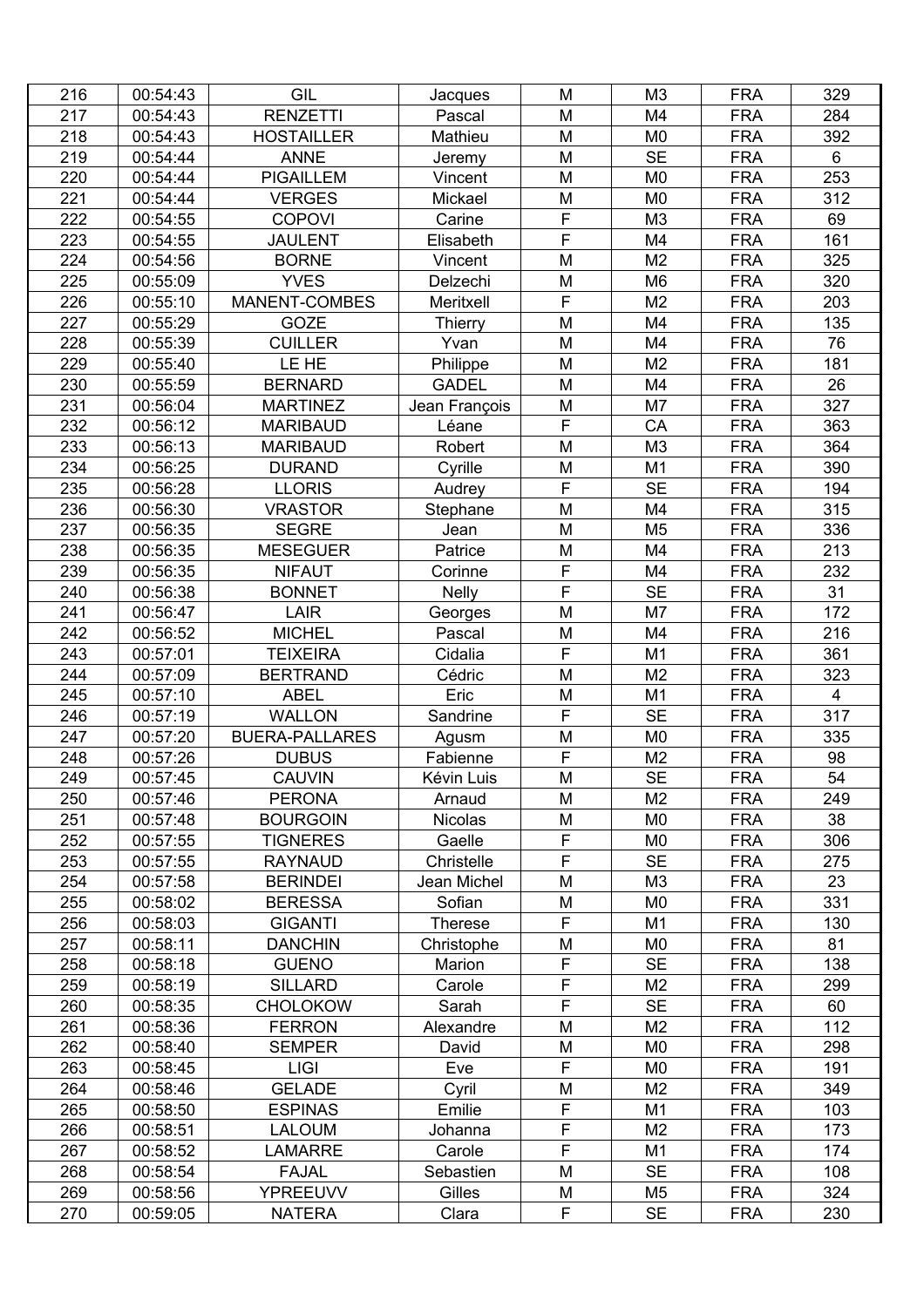| 216 | 00:54:43 | GIL | Jacques | M | M3 | FRA | 329 |
|---|---|---|---|---|---|---|---|
| 217 | 00:54:43 | RENZETTI | Pascal | M | M4 | FRA | 284 |
| 218 | 00:54:43 | HOSTAILLER | Mathieu | M | M0 | FRA | 392 |
| 219 | 00:54:44 | ANNE | Jeremy | M | SE | FRA | 6 |
| 220 | 00:54:44 | PIGAILLEM | Vincent | M | M0 | FRA | 253 |
| 221 | 00:54:44 | VERGES | Mickael | M | M0 | FRA | 312 |
| 222 | 00:54:55 | COPOVI | Carine | F | M3 | FRA | 69 |
| 223 | 00:54:55 | JAULENT | Elisabeth | F | M4 | FRA | 161 |
| 224 | 00:54:56 | BORNE | Vincent | M | M2 | FRA | 325 |
| 225 | 00:55:09 | YVES | Delzechi | M | M6 | FRA | 320 |
| 226 | 00:55:10 | MANENT-COMBES | Meritxell | F | M2 | FRA | 203 |
| 227 | 00:55:29 | GOZE | Thierry | M | M4 | FRA | 135 |
| 228 | 00:55:39 | CUILLER | Yvan | M | M4 | FRA | 76 |
| 229 | 00:55:40 | LE HE | Philippe | M | M2 | FRA | 181 |
| 230 | 00:55:59 | BERNARD | GADEL | M | M4 | FRA | 26 |
| 231 | 00:56:04 | MARTINEZ | Jean François | M | M7 | FRA | 327 |
| 232 | 00:56:12 | MARIBAUD | Léane | F | CA | FRA | 363 |
| 233 | 00:56:13 | MARIBAUD | Robert | M | M3 | FRA | 364 |
| 234 | 00:56:25 | DURAND | Cyrille | M | M1 | FRA | 390 |
| 235 | 00:56:28 | LLORIS | Audrey | F | SE | FRA | 194 |
| 236 | 00:56:30 | VRASTOR | Stephane | M | M4 | FRA | 315 |
| 237 | 00:56:35 | SEGRE | Jean | M | M5 | FRA | 336 |
| 238 | 00:56:35 | MESEGUER | Patrice | M | M4 | FRA | 213 |
| 239 | 00:56:35 | NIFAUT | Corinne | F | M4 | FRA | 232 |
| 240 | 00:56:38 | BONNET | Nelly | F | SE | FRA | 31 |
| 241 | 00:56:47 | LAIR | Georges | M | M7 | FRA | 172 |
| 242 | 00:56:52 | MICHEL | Pascal | M | M4 | FRA | 216 |
| 243 | 00:57:01 | TEIXEIRA | Cidalia | F | M1 | FRA | 361 |
| 244 | 00:57:09 | BERTRAND | Cédric | M | M2 | FRA | 323 |
| 245 | 00:57:10 | ABEL | Eric | M | M1 | FRA | 4 |
| 246 | 00:57:19 | WALLON | Sandrine | F | SE | FRA | 317 |
| 247 | 00:57:20 | BUERA-PALLARES | Agusm | M | M0 | FRA | 335 |
| 248 | 00:57:26 | DUBUS | Fabienne | F | M2 | FRA | 98 |
| 249 | 00:57:45 | CAUVIN | Kévin Luis | M | SE | FRA | 54 |
| 250 | 00:57:46 | PERONA | Arnaud | M | M2 | FRA | 249 |
| 251 | 00:57:48 | BOURGOIN | Nicolas | M | M0 | FRA | 38 |
| 252 | 00:57:55 | TIGNERES | Gaelle | F | M0 | FRA | 306 |
| 253 | 00:57:55 | RAYNAUD | Christelle | F | SE | FRA | 275 |
| 254 | 00:57:58 | BERINDEI | Jean Michel | M | M3 | FRA | 23 |
| 255 | 00:58:02 | BERESSA | Sofian | M | M0 | FRA | 331 |
| 256 | 00:58:03 | GIGANTI | Therese | F | M1 | FRA | 130 |
| 257 | 00:58:11 | DANCHIN | Christophe | M | M0 | FRA | 81 |
| 258 | 00:58:18 | GUENO | Marion | F | SE | FRA | 138 |
| 259 | 00:58:19 | SILLARD | Carole | F | M2 | FRA | 299 |
| 260 | 00:58:35 | CHOLOKOW | Sarah | F | SE | FRA | 60 |
| 261 | 00:58:36 | FERRON | Alexandre | M | M2 | FRA | 112 |
| 262 | 00:58:40 | SEMPER | David | M | M0 | FRA | 298 |
| 263 | 00:58:45 | LIGI | Eve | F | M0 | FRA | 191 |
| 264 | 00:58:46 | GELADE | Cyril | M | M2 | FRA | 349 |
| 265 | 00:58:50 | ESPINAS | Emilie | F | M1 | FRA | 103 |
| 266 | 00:58:51 | LALOUM | Johanna | F | M2 | FRA | 173 |
| 267 | 00:58:52 | LAMARRE | Carole | F | M1 | FRA | 174 |
| 268 | 00:58:54 | FAJAL | Sebastien | M | SE | FRA | 108 |
| 269 | 00:58:56 | YPREEUVV | Gilles | M | M5 | FRA | 324 |
| 270 | 00:59:05 | NATERA | Clara | F | SE | FRA | 230 |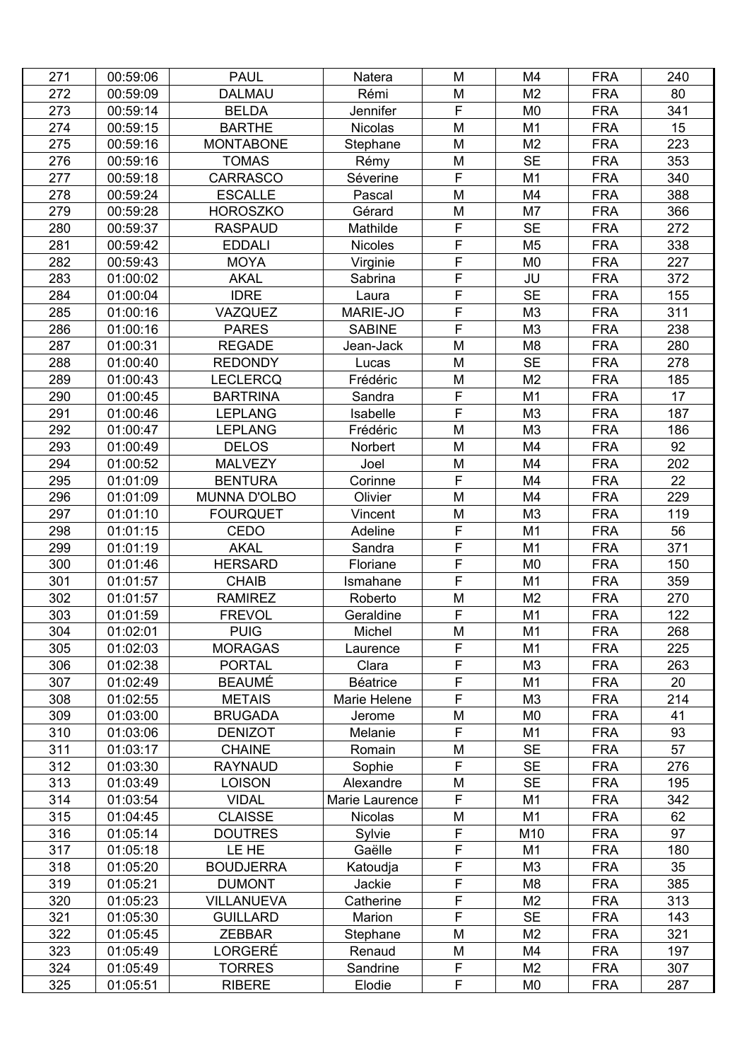| 271 | 00:59:06 | PAUL | Natera | M | M4 | FRA | 240 |
|---|---|---|---|---|---|---|---|
| 272 | 00:59:09 | DALMAU | Rémi | M | M2 | FRA | 80 |
| 273 | 00:59:14 | BELDA | Jennifer | F | M0 | FRA | 341 |
| 274 | 00:59:15 | BARTHE | Nicolas | M | M1 | FRA | 15 |
| 275 | 00:59:16 | MONTABONE | Stephane | M | M2 | FRA | 223 |
| 276 | 00:59:16 | TOMAS | Rémy | M | SE | FRA | 353 |
| 277 | 00:59:18 | CARRASCO | Séverine | F | M1 | FRA | 340 |
| 278 | 00:59:24 | ESCALLE | Pascal | M | M4 | FRA | 388 |
| 279 | 00:59:28 | HOROSZKO | Gérard | M | M7 | FRA | 366 |
| 280 | 00:59:37 | RASPAUD | Mathilde | F | SE | FRA | 272 |
| 281 | 00:59:42 | EDDALI | Nicoles | F | M5 | FRA | 338 |
| 282 | 00:59:43 | MOYA | Virginie | F | M0 | FRA | 227 |
| 283 | 01:00:02 | AKAL | Sabrina | F | JU | FRA | 372 |
| 284 | 01:00:04 | IDRE | Laura | F | SE | FRA | 155 |
| 285 | 01:00:16 | VAZQUEZ | MARIE-JO | F | M3 | FRA | 311 |
| 286 | 01:00:16 | PARES | SABINE | F | M3 | FRA | 238 |
| 287 | 01:00:31 | REGADE | Jean-Jack | M | M8 | FRA | 280 |
| 288 | 01:00:40 | REDONDY | Lucas | M | SE | FRA | 278 |
| 289 | 01:00:43 | LECLERCQ | Frédéric | M | M2 | FRA | 185 |
| 290 | 01:00:45 | BARTRINA | Sandra | F | M1 | FRA | 17 |
| 291 | 01:00:46 | LEPLANG | Isabelle | F | M3 | FRA | 187 |
| 292 | 01:00:47 | LEPLANG | Frédéric | M | M3 | FRA | 186 |
| 293 | 01:00:49 | DELOS | Norbert | M | M4 | FRA | 92 |
| 294 | 01:00:52 | MALVEZY | Joel | M | M4 | FRA | 202 |
| 295 | 01:01:09 | BENTURA | Corinne | F | M4 | FRA | 22 |
| 296 | 01:01:09 | MUNNA D'OLBO | Olivier | M | M4 | FRA | 229 |
| 297 | 01:01:10 | FOURQUET | Vincent | M | M3 | FRA | 119 |
| 298 | 01:01:15 | CEDO | Adeline | F | M1 | FRA | 56 |
| 299 | 01:01:19 | AKAL | Sandra | F | M1 | FRA | 371 |
| 300 | 01:01:46 | HERSARD | Floriane | F | M0 | FRA | 150 |
| 301 | 01:01:57 | CHAIB | Ismahane | F | M1 | FRA | 359 |
| 302 | 01:01:57 | RAMIREZ | Roberto | M | M2 | FRA | 270 |
| 303 | 01:01:59 | FREVOL | Geraldine | F | M1 | FRA | 122 |
| 304 | 01:02:01 | PUIG | Michel | M | M1 | FRA | 268 |
| 305 | 01:02:03 | MORAGAS | Laurence | F | M1 | FRA | 225 |
| 306 | 01:02:38 | PORTAL | Clara | F | M3 | FRA | 263 |
| 307 | 01:02:49 | BEAUMÉ | Béatrice | F | M1 | FRA | 20 |
| 308 | 01:02:55 | METAIS | Marie Helene | F | M3 | FRA | 214 |
| 309 | 01:03:00 | BRUGADA | Jerome | M | M0 | FRA | 41 |
| 310 | 01:03:06 | DENIZOT | Melanie | F | M1 | FRA | 93 |
| 311 | 01:03:17 | CHAINE | Romain | M | SE | FRA | 57 |
| 312 | 01:03:30 | RAYNAUD | Sophie | F | SE | FRA | 276 |
| 313 | 01:03:49 | LOISON | Alexandre | M | SE | FRA | 195 |
| 314 | 01:03:54 | VIDAL | Marie Laurence | F | M1 | FRA | 342 |
| 315 | 01:04:45 | CLAISSE | Nicolas | M | M1 | FRA | 62 |
| 316 | 01:05:14 | DOUTRES | Sylvie | F | M10 | FRA | 97 |
| 317 | 01:05:18 | LE HE | Gaëlle | F | M1 | FRA | 180 |
| 318 | 01:05:20 | BOUDJERRA | Katoudja | F | M3 | FRA | 35 |
| 319 | 01:05:21 | DUMONT | Jackie | F | M8 | FRA | 385 |
| 320 | 01:05:23 | VILLANUEVA | Catherine | F | M2 | FRA | 313 |
| 321 | 01:05:30 | GUILLARD | Marion | F | SE | FRA | 143 |
| 322 | 01:05:45 | ZEBBAR | Stephane | M | M2 | FRA | 321 |
| 323 | 01:05:49 | LORGERÉ | Renaud | M | M4 | FRA | 197 |
| 324 | 01:05:49 | TORRES | Sandrine | F | M2 | FRA | 307 |
| 325 | 01:05:51 | RIBERE | Elodie | F | M0 | FRA | 287 |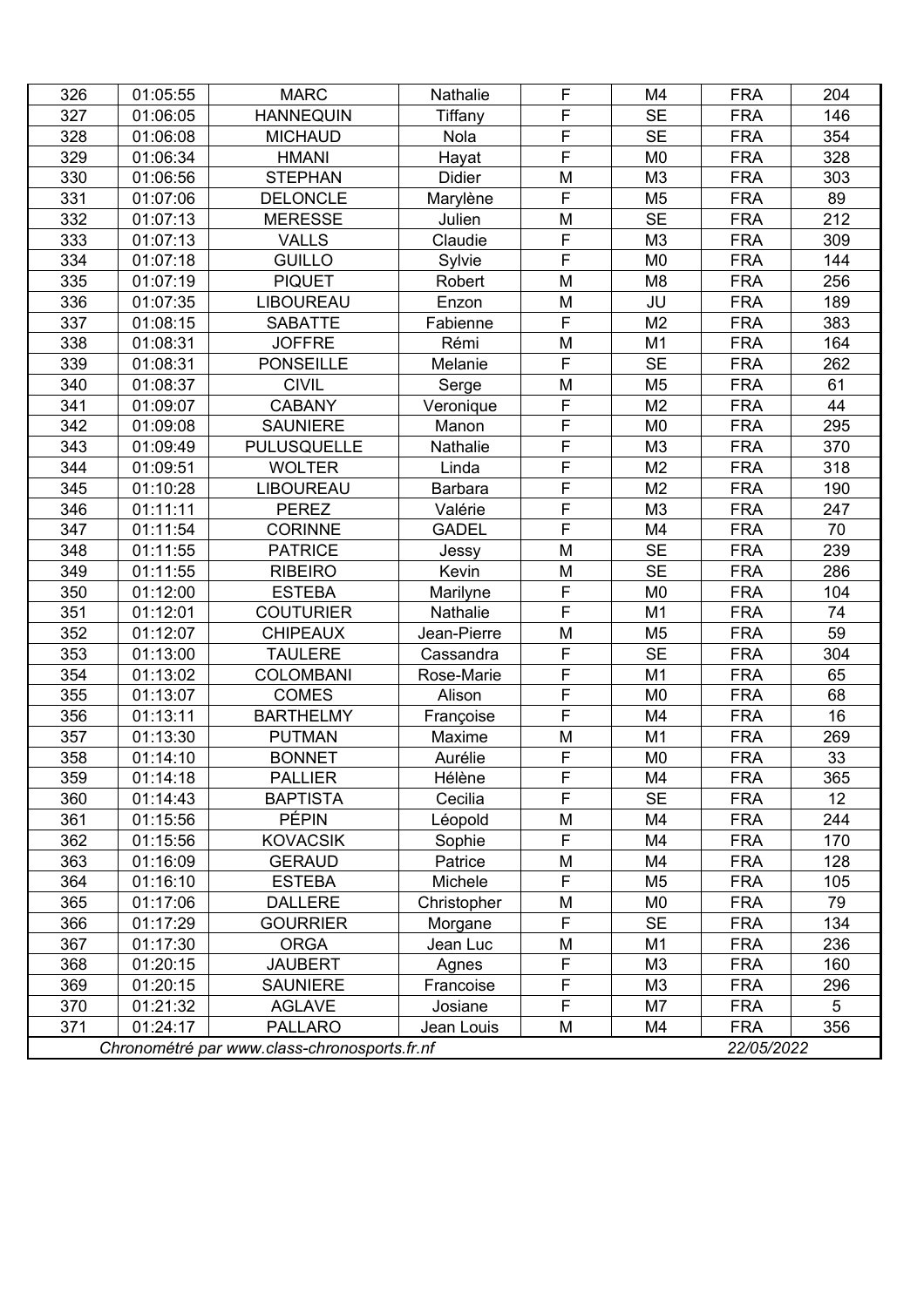| | | | | | | | |
|---|---|---|---|---|---|---|---|
| 326 | 01:05:55 | MARC | Nathalie | F | M4 | FRA | 204 |
| 327 | 01:06:05 | HANNEQUIN | Tiffany | F | SE | FRA | 146 |
| 328 | 01:06:08 | MICHAUD | Nola | F | SE | FRA | 354 |
| 329 | 01:06:34 | HMANI | Hayat | F | M0 | FRA | 328 |
| 330 | 01:06:56 | STEPHAN | Didier | M | M3 | FRA | 303 |
| 331 | 01:07:06 | DELONCLE | Marylène | F | M5 | FRA | 89 |
| 332 | 01:07:13 | MERESSE | Julien | M | SE | FRA | 212 |
| 333 | 01:07:13 | VALLS | Claudie | F | M3 | FRA | 309 |
| 334 | 01:07:18 | GUILLO | Sylvie | F | M0 | FRA | 144 |
| 335 | 01:07:19 | PIQUET | Robert | M | M8 | FRA | 256 |
| 336 | 01:07:35 | LIBOUREAU | Enzon | M | JU | FRA | 189 |
| 337 | 01:08:15 | SABATTE | Fabienne | F | M2 | FRA | 383 |
| 338 | 01:08:31 | JOFFRE | Rémi | M | M1 | FRA | 164 |
| 339 | 01:08:31 | PONSEILLE | Melanie | F | SE | FRA | 262 |
| 340 | 01:08:37 | CIVIL | Serge | M | M5 | FRA | 61 |
| 341 | 01:09:07 | CABANY | Veronique | F | M2 | FRA | 44 |
| 342 | 01:09:08 | SAUNIERE | Manon | F | M0 | FRA | 295 |
| 343 | 01:09:49 | PULUSQUELLE | Nathalie | F | M3 | FRA | 370 |
| 344 | 01:09:51 | WOLTER | Linda | F | M2 | FRA | 318 |
| 345 | 01:10:28 | LIBOUREAU | Barbara | F | M2 | FRA | 190 |
| 346 | 01:11:11 | PEREZ | Valérie | F | M3 | FRA | 247 |
| 347 | 01:11:54 | CORINNE | GADEL | F | M4 | FRA | 70 |
| 348 | 01:11:55 | PATRICE | Jessy | M | SE | FRA | 239 |
| 349 | 01:11:55 | RIBEIRO | Kevin | M | SE | FRA | 286 |
| 350 | 01:12:00 | ESTEBA | Marilyne | F | M0 | FRA | 104 |
| 351 | 01:12:01 | COUTURIER | Nathalie | F | M1 | FRA | 74 |
| 352 | 01:12:07 | CHIPEAUX | Jean-Pierre | M | M5 | FRA | 59 |
| 353 | 01:13:00 | TAULERE | Cassandra | F | SE | FRA | 304 |
| 354 | 01:13:02 | COLOMBANI | Rose-Marie | F | M1 | FRA | 65 |
| 355 | 01:13:07 | COMES | Alison | F | M0 | FRA | 68 |
| 356 | 01:13:11 | BARTHELMY | Françoise | F | M4 | FRA | 16 |
| 357 | 01:13:30 | PUTMAN | Maxime | M | M1 | FRA | 269 |
| 358 | 01:14:10 | BONNET | Aurélie | F | M0 | FRA | 33 |
| 359 | 01:14:18 | PALLIER | Hélène | F | M4 | FRA | 365 |
| 360 | 01:14:43 | BAPTISTA | Cecilia | F | SE | FRA | 12 |
| 361 | 01:15:56 | PÉPIN | Léopold | M | M4 | FRA | 244 |
| 362 | 01:15:56 | KOVACSIK | Sophie | F | M4 | FRA | 170 |
| 363 | 01:16:09 | GERAUD | Patrice | M | M4 | FRA | 128 |
| 364 | 01:16:10 | ESTEBA | Michele | F | M5 | FRA | 105 |
| 365 | 01:17:06 | DALLERE | Christopher | M | M0 | FRA | 79 |
| 366 | 01:17:29 | GOURRIER | Morgane | F | SE | FRA | 134 |
| 367 | 01:17:30 | ORGA | Jean Luc | M | M1 | FRA | 236 |
| 368 | 01:20:15 | JAUBERT | Agnes | F | M3 | FRA | 160 |
| 369 | 01:20:15 | SAUNIERE | Francoise | F | M3 | FRA | 296 |
| 370 | 01:21:32 | AGLAVE | Josiane | F | M7 | FRA | 5 |
| 371 | 01:24:17 | PALLARO | Jean Louis | M | M4 | FRA | 356 |

*Chronométré par www.class-chronosports.fr.nf* *22/05/2022*